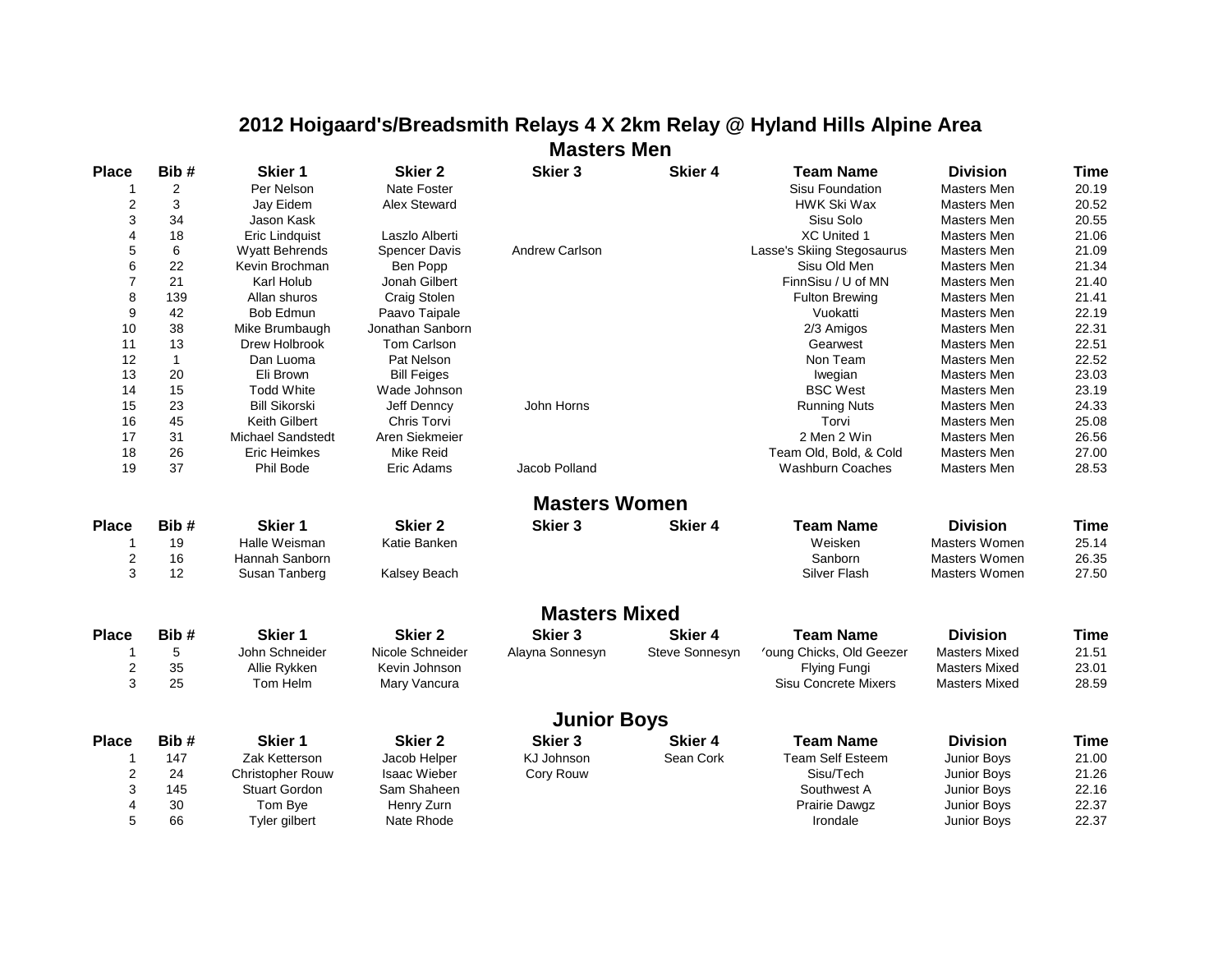# 2012 Hoigaard's/Breadsmith Relays 4 X 2km Relay @ Hyland Hills Alpine Area

## Masters Men

| Place | Bib # | Skier 1 | Skier 2 | Skier 3 | Skier 4 | Team Name | Division | Time |
|---|---|---|---|---|---|---|---|---|
| 1 | 2 | Per Nelson | Nate Foster | | | Sisu Foundation | Masters Men | 20.19 |
| 2 | 3 | Jay Eidem | Alex Steward | | | HWK Ski Wax | Masters Men | 20.52 |
| 3 | 34 | Jason Kask | | | | Sisu Solo | Masters Men | 20.55 |
| 4 | 18 | Eric Lindquist | Laszlo Alberti | | | XC United 1 | Masters Men | 21.06 |
| 5 | 6 | Wyatt Behrends | Spencer Davis | Andrew Carlson | | Lasse's Skiing Stegosaurus | Masters Men | 21.09 |
| 6 | 22 | Kevin Brochman | Ben Popp | | | Sisu Old Men | Masters Men | 21.34 |
| 7 | 21 | Karl Holub | Jonah Gilbert | | | FinnSisu / U of MN | Masters Men | 21.40 |
| 8 | 139 | Allan shuros | Craig Stolen | | | Fulton Brewing | Masters Men | 21.41 |
| 9 | 42 | Bob Edmun | Paavo Taipale | | | Vuokatti | Masters Men | 22.19 |
| 10 | 38 | Mike Brumbaugh | Jonathan Sanborn | | | 2/3 Amigos | Masters Men | 22.31 |
| 11 | 13 | Drew Holbrook | Tom Carlson | | | Gearwest | Masters Men | 22.51 |
| 12 | 1 | Dan Luoma | Pat Nelson | | | Non Team | Masters Men | 22.52 |
| 13 | 20 | Eli Brown | Bill Feiges | | | Iwegian | Masters Men | 23.03 |
| 14 | 15 | Todd White | Wade Johnson | | | BSC West | Masters Men | 23.19 |
| 15 | 23 | Bill Sikorski | Jeff Denncy | John Horns | | Running Nuts | Masters Men | 24.33 |
| 16 | 45 | Keith Gilbert | Chris Torvi | | | Torvi | Masters Men | 25.08 |
| 17 | 31 | Michael Sandstedt | Aren Siekmeier | | | 2 Men 2 Win | Masters Men | 26.56 |
| 18 | 26 | Eric Heimkes | Mike Reid | | | Team Old, Bold, & Cold | Masters Men | 27.00 |
| 19 | 37 | Phil Bode | Eric Adams | Jacob Polland | | Washburn Coaches | Masters Men | 28.53 |

## Masters Women

| Place | Bib # | Skier 1 | Skier 2 | Skier 3 | Skier 4 | Team Name | Division | Time |
|---|---|---|---|---|---|---|---|---|
| 1 | 19 | Halle Weisman | Katie Banken | | | Weisken | Masters Women | 25.14 |
| 2 | 16 | Hannah Sanborn | | | | Sanborn | Masters Women | 26.35 |
| 3 | 12 | Susan Tanberg | Kalsey Beach | | | Silver Flash | Masters Women | 27.50 |

## Masters Mixed

| Place | Bib # | Skier 1 | Skier 2 | Skier 3 | Skier 4 | Team Name | Division | Time |
|---|---|---|---|---|---|---|---|---|
| 1 | 5 | John Schneider | Nicole Schneider | Alayna Sonnesyn | Steve Sonnesyn | 'oung Chicks, Old Geezer | Masters Mixed | 21.51 |
| 2 | 35 | Allie Rykken | Kevin Johnson | | | Flying Fungi | Masters Mixed | 23.01 |
| 3 | 25 | Tom Helm | Mary Vancura | | | Sisu Concrete Mixers | Masters Mixed | 28.59 |

## Junior Boys

| Place | Bib # | Skier 1 | Skier 2 | Skier 3 | Skier 4 | Team Name | Division | Time |
|---|---|---|---|---|---|---|---|---|
| 1 | 147 | Zak Ketterson | Jacob Helper | KJ Johnson | Sean Cork | Team Self Esteem | Junior Boys | 21.00 |
| 2 | 24 | Christopher Rouw | Isaac Wieber | Cory Rouw | | Sisu/Tech | Junior Boys | 21.26 |
| 3 | 145 | Stuart Gordon | Sam Shaheen | | | Southwest A | Junior Boys | 22.16 |
| 4 | 30 | Tom Bye | Henry Zurn | | | Prairie Dawgz | Junior Boys | 22.37 |
| 5 | 66 | Tyler gilbert | Nate Rhode | | | Irondale | Junior Boys | 22.37 |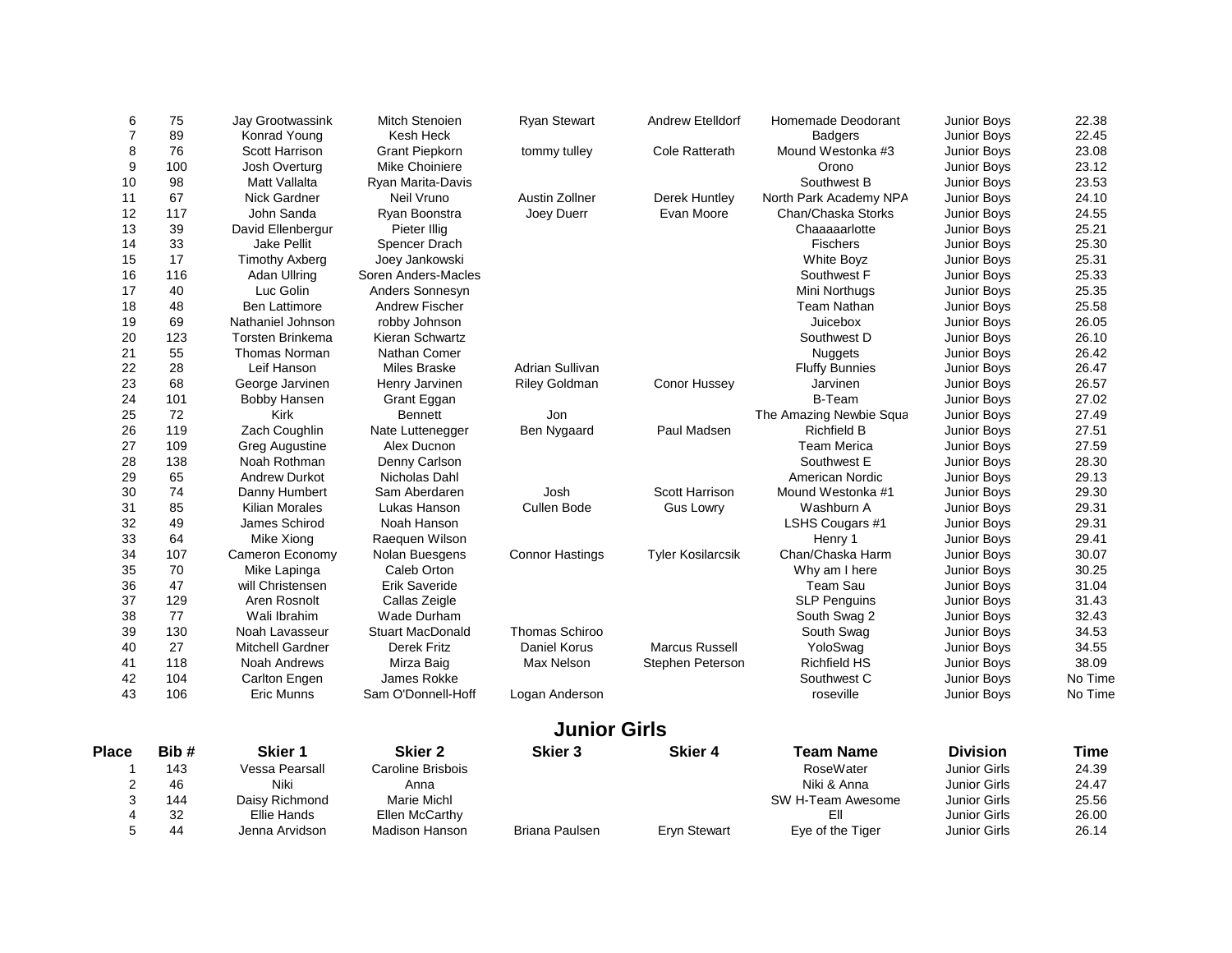| Place | Bib # | Skier 1 | Skier 2 | Skier 3 | Skier 4 | Team Name | Division | Time |
|---|---|---|---|---|---|---|---|---|
| 6 | 75 | Jay Grootwassink | Mitch Stenoien | Ryan Stewart | Andrew Etelldorf | Homemade Deodorant | Junior Boys | 22.38 |
| 7 | 89 | Konrad Young | Kesh Heck | | | Badgers | Junior Boys | 22.45 |
| 8 | 76 | Scott Harrison | Grant Piepkorn | tommy tulley | Cole Ratterath | Mound Westonka #3 | Junior Boys | 23.08 |
| 9 | 100 | Josh Overturg | Mike Choiniere | | | Orono | Junior Boys | 23.12 |
| 10 | 98 | Matt Vallalta | Ryan Marita-Davis | | | Southwest B | Junior Boys | 23.53 |
| 11 | 67 | Nick Gardner | Neil Vruno | Austin Zollner | Derek Huntley | North Park Academy NPA | Junior Boys | 24.10 |
| 12 | 117 | John Sanda | Ryan Boonstra | Joey Duerr | Evan Moore | Chan/Chaska Storks | Junior Boys | 24.55 |
| 13 | 39 | David Ellenbergur | Pieter Illig | | | Chaaaaarlotte | Junior Boys | 25.21 |
| 14 | 33 | Jake Pellit | Spencer Drach | | | Fischers | Junior Boys | 25.30 |
| 15 | 17 | Timothy Axberg | Joey Jankowski | | | White Boyz | Junior Boys | 25.31 |
| 16 | 116 | Adan Ullring | Soren Anders-Macles | | | Southwest F | Junior Boys | 25.33 |
| 17 | 40 | Luc Golin | Anders Sonnesyn | | | Mini Northugs | Junior Boys | 25.35 |
| 18 | 48 | Ben Lattimore | Andrew Fischer | | | Team Nathan | Junior Boys | 25.58 |
| 19 | 69 | Nathaniel Johnson | robby Johnson | | | Juicebox | Junior Boys | 26.05 |
| 20 | 123 | Torsten Brinkema | Kieran Schwartz | | | Southwest D | Junior Boys | 26.10 |
| 21 | 55 | Thomas Norman | Nathan Comer | | | Nuggets | Junior Boys | 26.42 |
| 22 | 28 | Leif Hanson | Miles Braske | Adrian Sullivan | | Fluffy Bunnies | Junior Boys | 26.47 |
| 23 | 68 | George Jarvinen | Henry Jarvinen | Riley Goldman | Conor Hussey | Jarvinen | Junior Boys | 26.57 |
| 24 | 101 | Bobby Hansen | Grant Eggan | | | B-Team | Junior Boys | 27.02 |
| 25 | 72 | Kirk | Bennett | Jon | | The Amazing Newbie Squa | Junior Boys | 27.49 |
| 26 | 119 | Zach Coughlin | Nate Luttenegger | Ben Nygaard | Paul Madsen | Richfield B | Junior Boys | 27.51 |
| 27 | 109 | Greg Augustine | Alex Ducnon | | | Team Merica | Junior Boys | 27.59 |
| 28 | 138 | Noah Rothman | Denny Carlson | | | Southwest E | Junior Boys | 28.30 |
| 29 | 65 | Andrew Durkot | Nicholas Dahl | | | American Nordic | Junior Boys | 29.13 |
| 30 | 74 | Danny Humbert | Sam Aberdaren | Josh | Scott Harrison | Mound Westonka #1 | Junior Boys | 29.30 |
| 31 | 85 | Kilian Morales | Lukas Hanson | Cullen Bode | Gus Lowry | Washburn A | Junior Boys | 29.31 |
| 32 | 49 | James Schirod | Noah Hanson | | | LSHS Cougars #1 | Junior Boys | 29.31 |
| 33 | 64 | Mike Xiong | Raequen Wilson | | | Henry 1 | Junior Boys | 29.41 |
| 34 | 107 | Cameron Economy | Nolan Buesgens | Connor Hastings | Tyler Kosilarcsik | Chan/Chaska Harm | Junior Boys | 30.07 |
| 35 | 70 | Mike Lapinga | Caleb Orton | | | Why am I here | Junior Boys | 30.25 |
| 36 | 47 | will Christensen | Erik Saveride | | | Team Sau | Junior Boys | 31.04 |
| 37 | 129 | Aren Rosnolt | Callas Zeigle | | | SLP Penguins | Junior Boys | 31.43 |
| 38 | 77 | Wali Ibrahim | Wade Durham | | | South Swag 2 | Junior Boys | 32.43 |
| 39 | 130 | Noah Lavasseur | Stuart MacDonald | Thomas Schiroo | | South Swag | Junior Boys | 34.53 |
| 40 | 27 | Mitchell Gardner | Derek Fritz | Daniel Korus | Marcus Russell | YoloSwag | Junior Boys | 34.55 |
| 41 | 118 | Noah Andrews | Mirza Baig | Max Nelson | Stephen Peterson | Richfield HS | Junior Boys | 38.09 |
| 42 | 104 | Carlton Engen | James Rokke | | | Southwest C | Junior Boys | No Time |
| 43 | 106 | Eric Munns | Sam O'Donnell-Hoff | Logan Anderson | | roseville | Junior Boys | No Time |

## Junior Girls

| Place | Bib # | Skier 1 | Skier 2 | Skier 3 | Skier 4 | Team Name | Division | Time |
|---|---|---|---|---|---|---|---|---|
| 1 | 143 | Vessa Pearsall | Caroline Brisbois | | | RoseWater | Junior Girls | 24.39 |
| 2 | 46 | Niki | Anna | | | Niki & Anna | Junior Girls | 24.47 |
| 3 | 144 | Daisy Richmond | Marie Michl | | | SW H-Team Awesome | Junior Girls | 25.56 |
| 4 | 32 | Ellie Hands | Ellen McCarthy | | | Ell | Junior Girls | 26.00 |
| 5 | 44 | Jenna Arvidson | Madison Hanson | Briana Paulsen | Eryn Stewart | Eye of the Tiger | Junior Girls | 26.14 |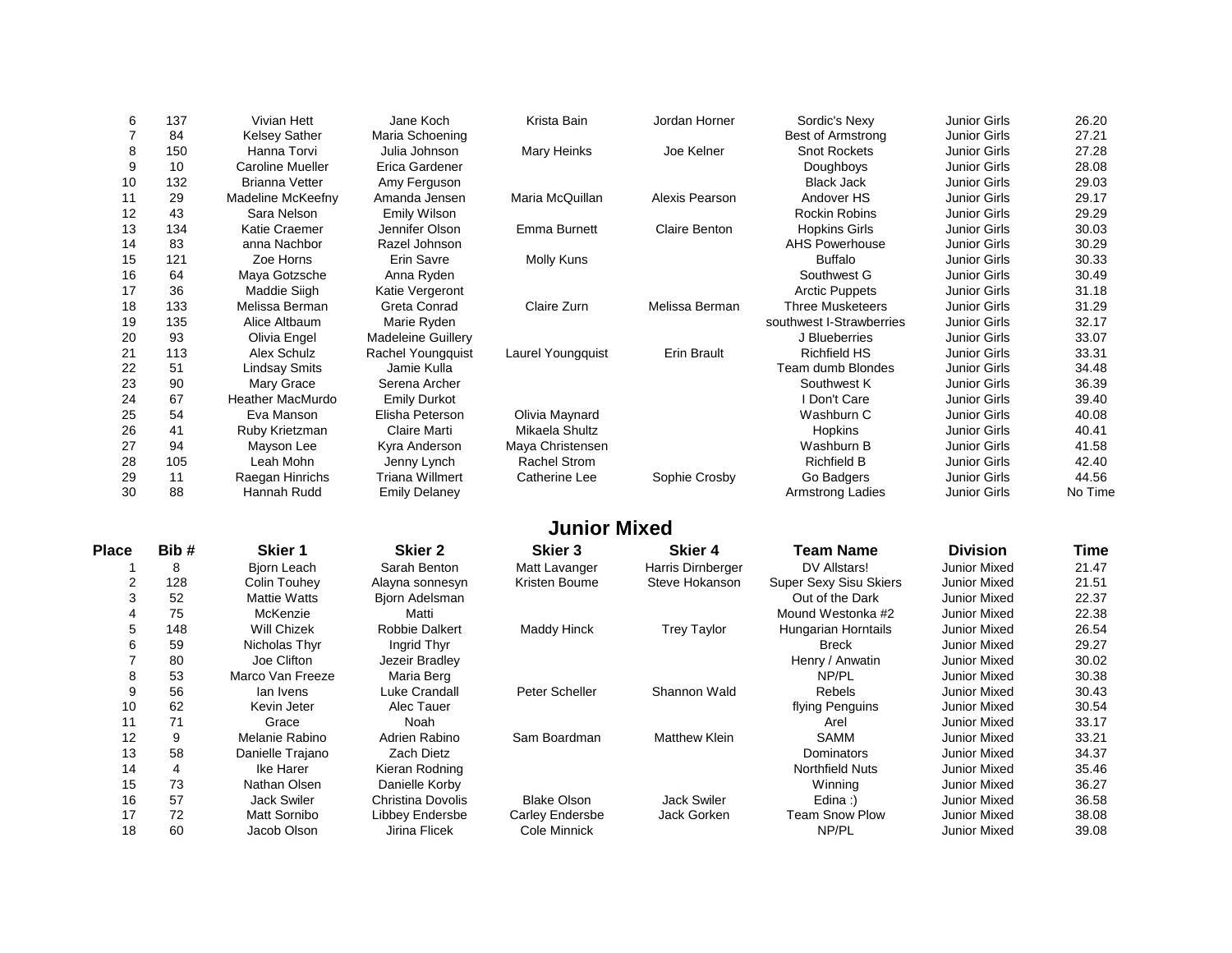| Place | Bib # | Skier 1 | Skier 2 | Skier 3 | Skier 4 | Team Name | Division | Time |
|---|---|---|---|---|---|---|---|---|
| 6 | 137 | Vivian Hett | Jane Koch | Krista Bain | Jordan Horner | Sordic's Nexy | Junior Girls | 26.20 |
| 7 | 84 | Kelsey Sather | Maria Schoening | | | Best of Armstrong | Junior Girls | 27.21 |
| 8 | 150 | Hanna Torvi | Julia Johnson | Mary Heinks | Joe Kelner | Snot Rockets | Junior Girls | 27.28 |
| 9 | 10 | Caroline Mueller | Erica Gardener | | | Doughboys | Junior Girls | 28.08 |
| 10 | 132 | Brianna Vetter | Amy Ferguson | | | Black Jack | Junior Girls | 29.03 |
| 11 | 29 | Madeline McKeefny | Amanda Jensen | Maria McQuillan | Alexis Pearson | Andover HS | Junior Girls | 29.17 |
| 12 | 43 | Sara Nelson | Emily Wilson | | | Rockin Robins | Junior Girls | 29.29 |
| 13 | 134 | Katie Craemer | Jennifer Olson | Emma Burnett | Claire Benton | Hopkins Girls | Junior Girls | 30.03 |
| 14 | 83 | anna Nachbor | Razel Johnson | | | AHS Powerhouse | Junior Girls | 30.29 |
| 15 | 121 | Zoe Horns | Erin Savre | Molly Kuns | | Buffalo | Junior Girls | 30.33 |
| 16 | 64 | Maya Gotzsche | Anna Ryden | | | Southwest G | Junior Girls | 30.49 |
| 17 | 36 | Maddie Siigh | Katie Vergeront | | | Arctic Puppets | Junior Girls | 31.18 |
| 18 | 133 | Melissa Berman | Greta Conrad | Claire Zurn | Melissa Berman | Three Musketeers | Junior Girls | 31.29 |
| 19 | 135 | Alice Altbaum | Marie Ryden | | | southwest I-Strawberries | Junior Girls | 32.17 |
| 20 | 93 | Olivia Engel | Madeleine Guillery | | | J Blueberries | Junior Girls | 33.07 |
| 21 | 113 | Alex Schulz | Rachel Youngquist | Laurel Youngquist | Erin Brault | Richfield HS | Junior Girls | 33.31 |
| 22 | 51 | Lindsay Smits | Jamie Kulla | | | Team dumb Blondes | Junior Girls | 34.48 |
| 23 | 90 | Mary Grace | Serena Archer | | | Southwest K | Junior Girls | 36.39 |
| 24 | 67 | Heather MacMurdo | Emily Durkot | | | I Don't Care | Junior Girls | 39.40 |
| 25 | 54 | Eva Manson | Elisha Peterson | Olivia Maynard | | Washburn C | Junior Girls | 40.08 |
| 26 | 41 | Ruby Krietzman | Claire Marti | Mikaela Shultz | | Hopkins | Junior Girls | 40.41 |
| 27 | 94 | Mayson Lee | Kyra Anderson | Maya Christensen | | Washburn B | Junior Girls | 41.58 |
| 28 | 105 | Leah Mohn | Jenny Lynch | Rachel Strom | | Richfield B | Junior Girls | 42.40 |
| 29 | 11 | Raegan Hinrichs | Triana Willmert | Catherine Lee | Sophie Crosby | Go Badgers | Junior Girls | 44.56 |
| 30 | 88 | Hannah Rudd | Emily Delaney | | | Armstrong Ladies | Junior Girls | No Time |

## Junior Mixed

| Place | Bib # | Skier 1 | Skier 2 | Skier 3 | Skier 4 | Team Name | Division | Time |
|---|---|---|---|---|---|---|---|---|
| 1 | 8 | Bjorn Leach | Sarah Benton | Matt Lavanger | Harris Dirnberger | DV Allstars! | Junior Mixed | 21.47 |
| 2 | 128 | Colin Touhey | Alayna sonnesyn | Kristen Boume | Steve Hokanson | Super Sexy Sisu Skiers | Junior Mixed | 21.51 |
| 3 | 52 | Mattie Watts | Bjorn Adelsman | | | Out of the Dark | Junior Mixed | 22.37 |
| 4 | 75 | McKenzie | Matti | | | Mound Westonka #2 | Junior Mixed | 22.38 |
| 5 | 148 | Will Chizek | Robbie Dalkert | Maddy Hinck | Trey Taylor | Hungarian Horntails | Junior Mixed | 26.54 |
| 6 | 59 | Nicholas Thyr | Ingrid Thyr | | | Breck | Junior Mixed | 29.27 |
| 7 | 80 | Joe Clifton | Jezeir Bradley | | | Henry / Anwatin | Junior Mixed | 30.02 |
| 8 | 53 | Marco Van Freeze | Maria Berg | | | NP/PL | Junior Mixed | 30.38 |
| 9 | 56 | Ian Ivens | Luke Crandall | Peter Scheller | Shannon Wald | Rebels | Junior Mixed | 30.43 |
| 10 | 62 | Kevin Jeter | Alec Tauer | | | flying Penguins | Junior Mixed | 30.54 |
| 11 | 71 | Grace | Noah | | | Arel | Junior Mixed | 33.17 |
| 12 | 9 | Melanie Rabino | Adrien Rabino | Sam Boardman | Matthew Klein | SAMM | Junior Mixed | 33.21 |
| 13 | 58 | Danielle Trajano | Zach Dietz | | | Dominators | Junior Mixed | 34.37 |
| 14 | 4 | Ike Harer | Kieran Rodning | | | Northfield Nuts | Junior Mixed | 35.46 |
| 15 | 73 | Nathan Olsen | Danielle Korby | | | Winning | Junior Mixed | 36.27 |
| 16 | 57 | Jack Swiler | Christina Dovolis | Blake Olson | Jack Swiler | Edina :) | Junior Mixed | 36.58 |
| 17 | 72 | Matt Sornibo | Libbey Endersbe | Carley Endersbe | Jack Gorken | Team Snow Plow | Junior Mixed | 38.08 |
| 18 | 60 | Jacob Olson | Jirina Flicek | Cole Minnick | | NP/PL | Junior Mixed | 39.08 |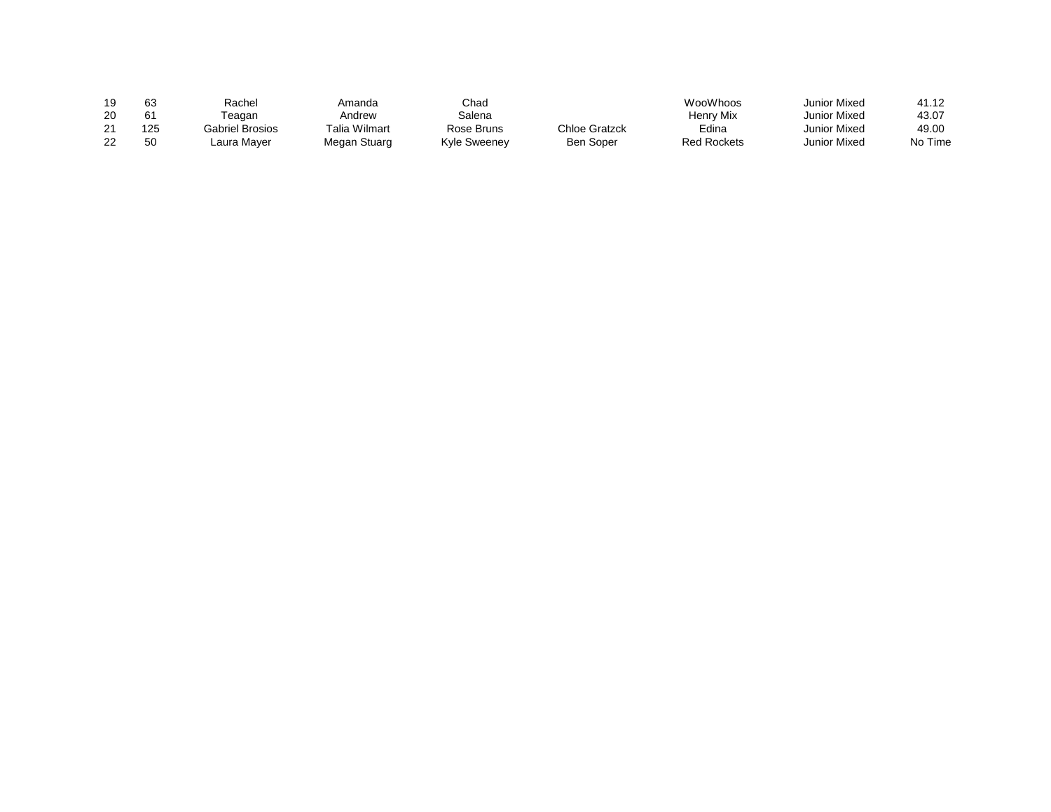| | | | | | | | | |
|---|---|---|---|---|---|---|---|---|
| 19 | 63 | Rachel | Amanda | Chad | | WooWhoos | Junior Mixed | 41.12 |
| 20 | 61 | Teagan | Andrew | Salena | | Henry Mix | Junior Mixed | 43.07 |
| 21 | 125 | Gabriel Brosios | Talia Wilmart | Rose Bruns | Chloe Gratzck | Edina | Junior Mixed | 49.00 |
| 22 | 50 | Laura Mayer | Megan Stuarg | Kyle Sweeney | Ben Soper | Red Rockets | Junior Mixed | No Time |